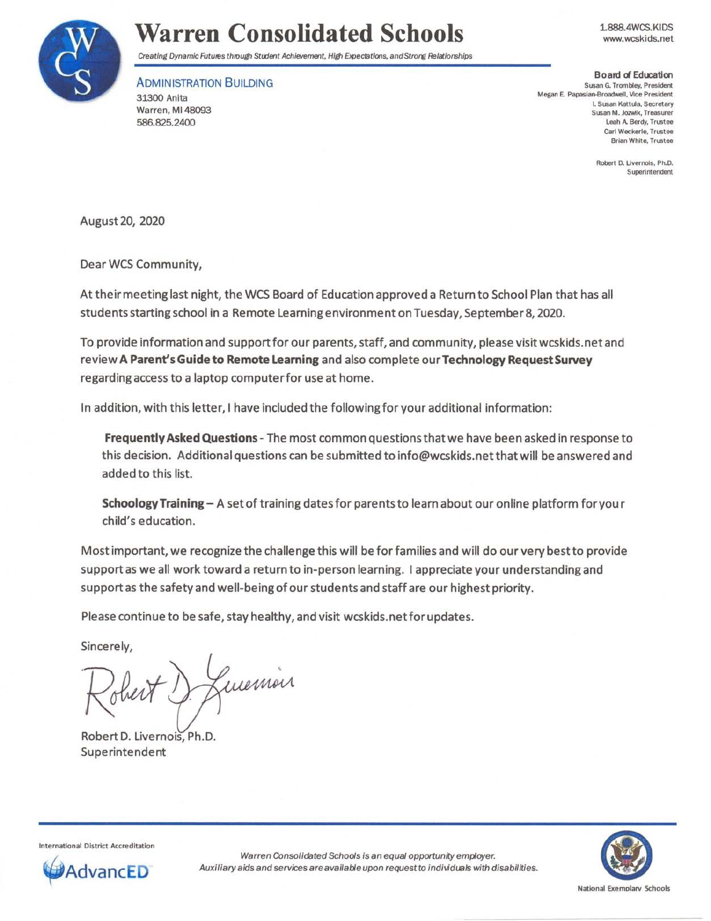# Warren Consolidated Schools

*Creating Dynamic Futures through Student Achievement, High Expectations, and Strong Relationships*

1.888.4WCS.KIDS
www.wcskids.net

ADMINISTRATION BUILDING
31300 Anita
Warren, MI 48093
586.825.2400

**Board of Education**
Susan G. Trombley, President
Megan E. Papasian-Broadwell, Vice President
I. Susan Kattula, Secretary
Susan M. Jozwik, Treasurer
Leah A. Berdy, Trustee
Carl Weckerle, Trustee
Brian White, Trustee

Robert D. Livernois, Ph.D.
Superintendent

August 20, 2020

Dear WCS Community,

At their meeting last night, the WCS Board of Education approved a Return to School Plan that has all students starting school in a Remote Learning environment on Tuesday, September 8, 2020.

To provide information and support for our parents, staff, and community, please visit wcskids.net and review **A Parent's Guide to Remote Learning** and also complete our **Technology Request Survey** regarding access to a laptop computer for use at home.

In addition, with this letter, I have included the following for your additional information:

**Frequently Asked Questions** - The most common questions that we have been asked in response to this decision. Additional questions can be submitted to info@wcskids.net that will be answered and added to this list.

**Schoology Training** – A set of training dates for parents to learn about our online platform for your child's education.

Most important, we recognize the challenge this will be for families and will do our very best to provide support as we all work toward a return to in-person learning. I appreciate your understanding and support as the safety and well-being of our students and staff are our highest priority.

Please continue to be safe, stay healthy, and visit wcskids.net for updates.

Sincerely,

Robert D. Livernois, Ph.D.
Superintendent

International District Accreditation
AdvancED

*Warren Consolidated Schools is an equal opportunity employer.*
*Auxiliary aids and services are available upon request to individuals with disabilities.*

National Exemplary Schools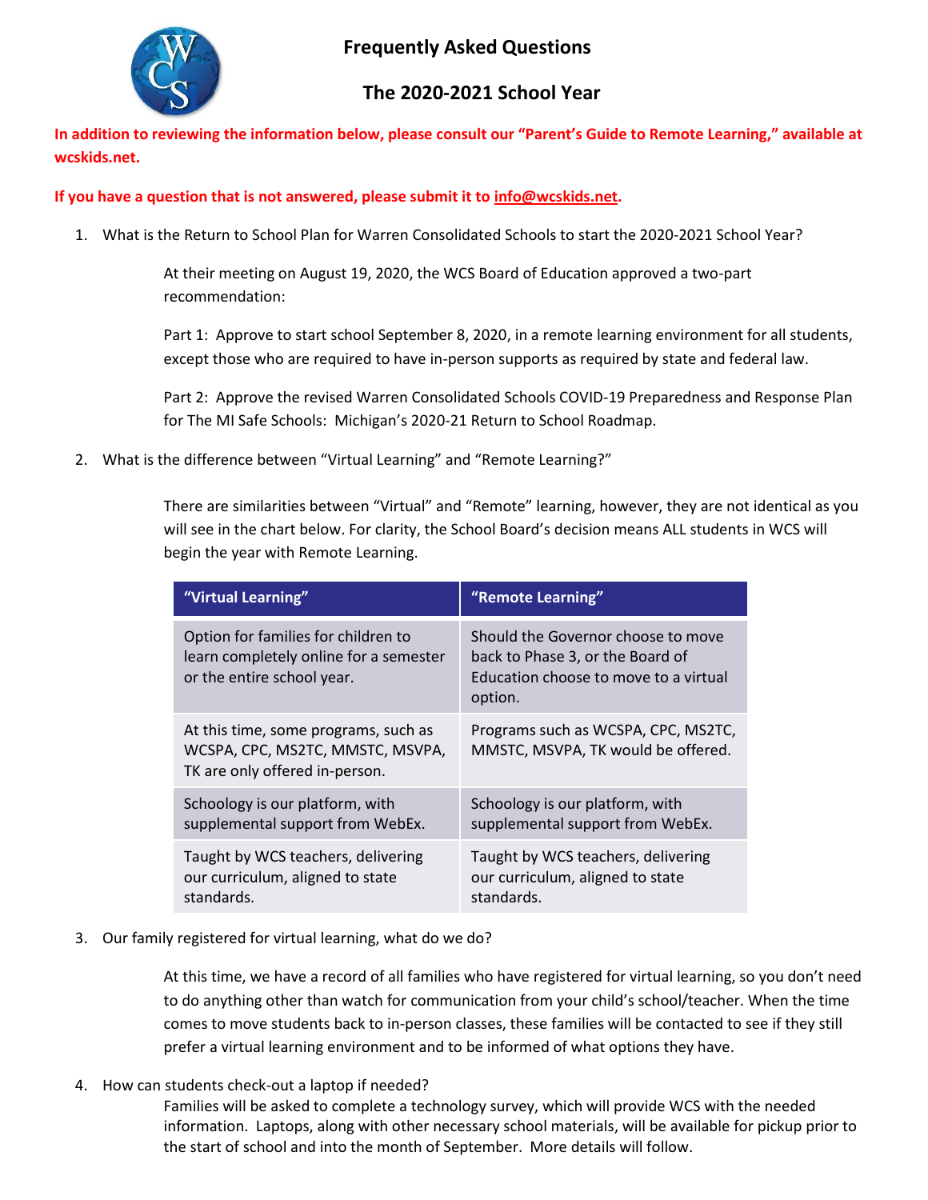# Frequently Asked Questions

## The 2020-2021 School Year

**In addition to reviewing the information below, please consult our "Parent's Guide to Remote Learning," available at wcskids.net.**

**If you have a question that is not answered, please submit it to info@wcskids.net.**

1. What is the Return to School Plan for Warren Consolidated Schools to start the 2020-2021 School Year?

   At their meeting on August 19, 2020, the WCS Board of Education approved a two-part recommendation:

   Part 1: Approve to start school September 8, 2020, in a remote learning environment for all students, except those who are required to have in-person supports as required by state and federal law.

   Part 2: Approve the revised Warren Consolidated Schools COVID-19 Preparedness and Response Plan for The MI Safe Schools: Michigan's 2020-21 Return to School Roadmap.

2. What is the difference between "Virtual Learning" and "Remote Learning?"

   There are similarities between "Virtual" and "Remote" learning, however, they are not identical as you will see in the chart below. For clarity, the School Board's decision means ALL students in WCS will begin the year with Remote Learning.

| "Virtual Learning" | "Remote Learning" |
|---|---|
| Option for families for children to learn completely online for a semester or the entire school year. | Should the Governor choose to move back to Phase 3, or the Board of Education choose to move to a virtual option. |
| At this time, some programs, such as WCSPA, CPC, MS2TC, MMSTC, MSVPA, TK are only offered in-person. | Programs such as WCSPA, CPC, MS2TC, MMSTC, MSVPA, TK would be offered. |
| Schoology is our platform, with supplemental support from WebEx. | Schoology is our platform, with supplemental support from WebEx. |
| Taught by WCS teachers, delivering our curriculum, aligned to state standards. | Taught by WCS teachers, delivering our curriculum, aligned to state standards. |

3. Our family registered for virtual learning, what do we do?

   At this time, we have a record of all families who have registered for virtual learning, so you don't need to do anything other than watch for communication from your child's school/teacher. When the time comes to move students back to in-person classes, these families will be contacted to see if they still prefer a virtual learning environment and to be informed of what options they have.

4. How can students check-out a laptop if needed?

   Families will be asked to complete a technology survey, which will provide WCS with the needed information. Laptops, along with other necessary school materials, will be available for pickup prior to the start of school and into the month of September. More details will follow.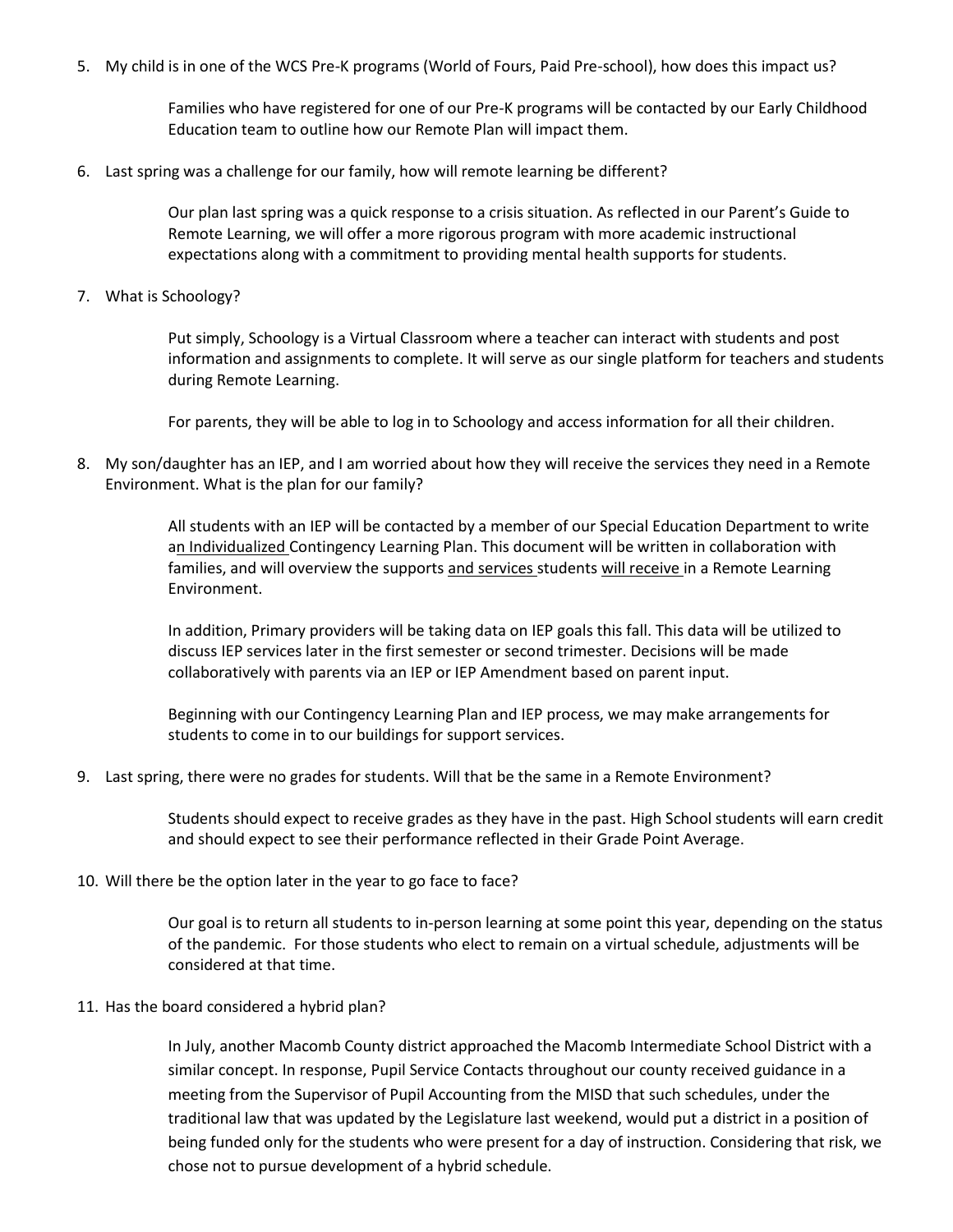5. My child is in one of the WCS Pre-K programs (World of Fours, Paid Pre-school), how does this impact us?

   Families who have registered for one of our Pre-K programs will be contacted by our Early Childhood Education team to outline how our Remote Plan will impact them.

6. Last spring was a challenge for our family, how will remote learning be different?

   Our plan last spring was a quick response to a crisis situation. As reflected in our Parent's Guide to Remote Learning, we will offer a more rigorous program with more academic instructional expectations along with a commitment to providing mental health supports for students.

7. What is Schoology?

   Put simply, Schoology is a Virtual Classroom where a teacher can interact with students and post information and assignments to complete. It will serve as our single platform for teachers and students during Remote Learning.

   For parents, they will be able to log in to Schoology and access information for all their children.

8. My son/daughter has an IEP, and I am worried about how they will receive the services they need in a Remote Environment. What is the plan for our family?

   All students with an IEP will be contacted by a member of our Special Education Department to write an Individualized Contingency Learning Plan. This document will be written in collaboration with families, and will overview the supports and services students will receive in a Remote Learning Environment.

   In addition, Primary providers will be taking data on IEP goals this fall. This data will be utilized to discuss IEP services later in the first semester or second trimester. Decisions will be made collaboratively with parents via an IEP or IEP Amendment based on parent input.

   Beginning with our Contingency Learning Plan and IEP process, we may make arrangements for students to come in to our buildings for support services.

9. Last spring, there were no grades for students. Will that be the same in a Remote Environment?

   Students should expect to receive grades as they have in the past. High School students will earn credit and should expect to see their performance reflected in their Grade Point Average.

10. Will there be the option later in the year to go face to face?

    Our goal is to return all students to in-person learning at some point this year, depending on the status of the pandemic. For those students who elect to remain on a virtual schedule, adjustments will be considered at that time.

11. Has the board considered a hybrid plan?

    In July, another Macomb County district approached the Macomb Intermediate School District with a similar concept. In response, Pupil Service Contacts throughout our county received guidance in a meeting from the Supervisor of Pupil Accounting from the MISD that such schedules, under the traditional law that was updated by the Legislature last weekend, would put a district in a position of being funded only for the students who were present for a day of instruction. Considering that risk, we chose not to pursue development of a hybrid schedule.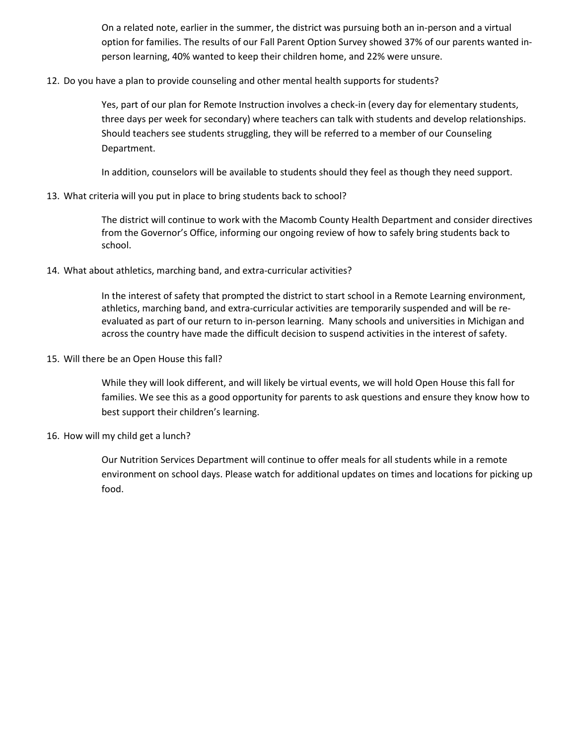On a related note, earlier in the summer, the district was pursuing both an in-person and a virtual option for families. The results of our Fall Parent Option Survey showed 37% of our parents wanted in-person learning, 40% wanted to keep their children home, and 22% were unsure.

12. Do you have a plan to provide counseling and other mental health supports for students?

    Yes, part of our plan for Remote Instruction involves a check-in (every day for elementary students, three days per week for secondary) where teachers can talk with students and develop relationships. Should teachers see students struggling, they will be referred to a member of our Counseling Department.

    In addition, counselors will be available to students should they feel as though they need support.

13. What criteria will you put in place to bring students back to school?

    The district will continue to work with the Macomb County Health Department and consider directives from the Governor's Office, informing our ongoing review of how to safely bring students back to school.

14. What about athletics, marching band, and extra-curricular activities?

    In the interest of safety that prompted the district to start school in a Remote Learning environment, athletics, marching band, and extra-curricular activities are temporarily suspended and will be re-evaluated as part of our return to in-person learning. Many schools and universities in Michigan and across the country have made the difficult decision to suspend activities in the interest of safety.

15. Will there be an Open House this fall?

    While they will look different, and will likely be virtual events, we will hold Open House this fall for families. We see this as a good opportunity for parents to ask questions and ensure they know how to best support their children's learning.

16. How will my child get a lunch?

    Our Nutrition Services Department will continue to offer meals for all students while in a remote environment on school days. Please watch for additional updates on times and locations for picking up food.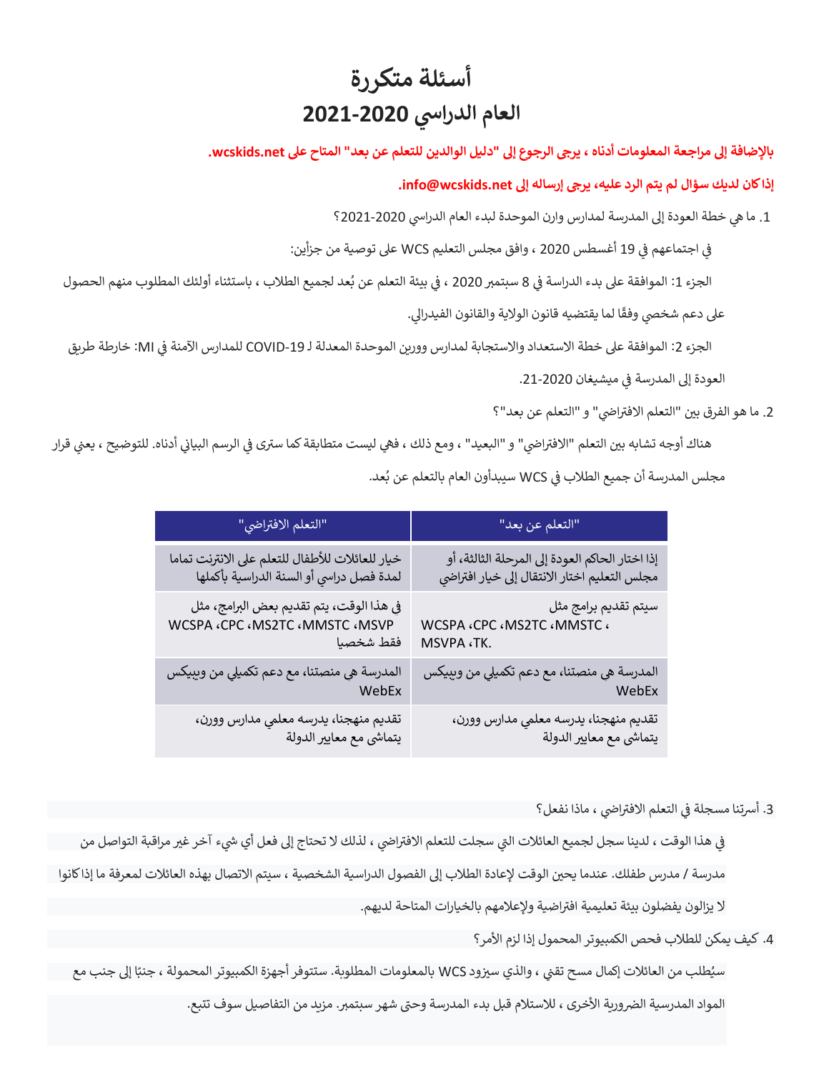# أسئلة متكررة
# العام الدراسي 2020-2021

**بالإضافة إلى مراجعة المعلومات أدناه ، يرجى الرجوع إلى "دليل الوالدين للتعلم عن بعد" المتاح على wcskids.net.**

**إذا كان لديك سؤال لم يتم الرد عليه، يرجى إرساله إلى info@wcskids.net.**

1. ما هي خطة العودة إلى المدرسة لمدارس وارن الموحدة لبدء العام الدراسي 2020-2021؟

في اجتماعهم في 19 أغسطس 2020 ، وافق مجلس التعليم WCS على توصية من جزأين:

الجزء 1: الموافقة على بدء الدراسة في 8 سبتمبر 2020 ، في بيئة التعلم عن بُعد لجميع الطلاب ، باستثناء أولئك المطلوب منهم الحصول على دعم شخصي وفقًا لما يقتضيه قانون الولاية والقانون الفيدرالي.

الجزء 2: الموافقة على خطة الاستعداد والاستجابة لمدارس وورين الموحدة المعدلة لـ COVID-19 للمدارس الآمنة في MI: خارطة طريق العودة إلى المدرسة في ميشيغان 2020-21.

2. ما هو الفرق بين "التعلم الافتراضي" و "التعلم عن بعد"؟

هناك أوجه تشابه بين التعلم "الافتراضي" و "البعيد" ، ومع ذلك ، فهي ليست متطابقة كما سترى في الرسم البياني أدناه. للتوضيح ، يعني قرار مجلس المدرسة أن جميع الطلاب في WCS سيبدأون العام بالتعلم عن بُعد.

| "التعلم عن بعد" | "التعلم الافتراضي" |
|---|---|
| إذا اختار الحاكم العودة إلى المرحلة الثالثة، أو مجلس التعليم اختار الانتقال إلى خيار افتراضي | خيار للعائلات للأطفال للتعلم على الانترنت تماما لمدة فصل دراسي أو السنة الدراسية بأكملها |
| سيتم تقديم برامج مثل WCSPA ،CPC ،MS2TC ،MMSTC ، MSVPA ،TK. | في هذا الوقت، يتم تقديم بعض البرامج، مثل WCSPA ،CPC ،MS2TC ،MMSTC ،MSVP فقط شخصيا |
| المدرسة هي منصتنا، مع دعم تكميلي من ويبيكس WebEx | المدرسة هي منصتنا، مع دعم تكميلي من ويبيكس WebEx |
| تقديم منهجنا، يدرسه معلمي مدارس وورن، يتماشى مع معايير الدولة | تقديم منهجنا، يدرسه معلمي مدارس وورن، يتماشى مع معايير الدولة |

3. أسرتنا مسجلة في التعلم الافتراضي ، ماذا نفعل؟

في هذا الوقت ، لدينا سجل لجميع العائلات التي سجلت للتعلم الافتراضي ، لذلك لا تحتاج إلى فعل أي شيء آخر غير مراقبة التواصل من مدرسة / مدرس طفلك. عندما يحين الوقت لإعادة الطلاب إلى الفصول الدراسية الشخصية ، سيتم الاتصال بهذه العائلات لمعرفة ما إذا كانوا لا يزالون يفضلون بيئة تعليمية افتراضية ولإعلامهم بالخيارات المتاحة لديهم.

4. كيف يمكن للطلاب فحص الكمبيوتر المحمول إذا لزم الأمر؟

سيُطلب من العائلات إكمال مسح تقني ، والذي سيزود WCS بالمعلومات المطلوبة. ستتوفر أجهزة الكمبيوتر المحمولة ، جنبًا إلى جنب مع المواد المدرسية الضرورية الأخرى ، للاستلام قبل بدء المدرسة وحتى شهر سبتمبر. مزيد من التفاصيل سوف تتبع.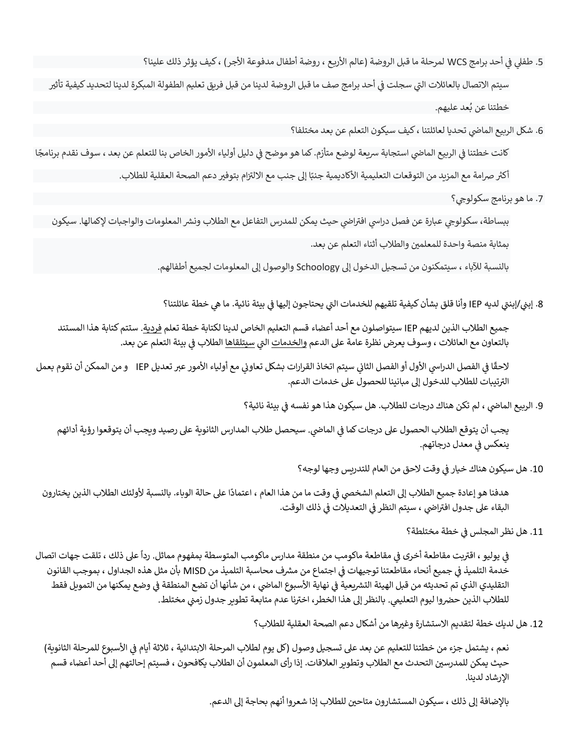5. طفلي في أحد برامج WCS لمرحلة ما قبل الروضة (عالم الأربع ، روضة أطفال مدفوعة الأجر) ، كيف يؤثر ذلك علينا؟

سيتم الاتصال بالعائلات التي سجلت في أحد برامج صف ما قبل الروضة لدينا من قبل فريق تعليم الطفولة المبكرة لدينا لتحديد كيفية تأثير خطتنا عن بُعد عليهم.

6. شكل الربيع الماضي تحديا لعائلتنا ، كيف سيكون التعلم عن بعد مختلفا؟

كانت خطتنا في الربيع الماضي استجابة سريعة لوضع متأزم. كما هو موضح في دليل أولياء الأمور الخاص بنا للتعلم عن بعد ، سوف نقدم برنامجًا أكثر صرامة مع المزيد من التوقعات التعليمية الأكاديمية جنبًا إلى جنب مع الالتزام بتوفير دعم الصحة العقلية للطلاب.

7. ما هو برنامج سكولوجي؟

ببساطة، سكولوجي عبارة عن فصل دراسي افتراضي حيث يمكن للمدرس التفاعل مع الطلاب ونشر المعلومات والواجبات لإكمالها. سيكون بمثابة منصة واحدة للمعلمين والطلاب أثناء التعلم عن بعد.

بالنسبة للآباء ، سيتمكنون من تسجيل الدخول إلى Schoology والوصول إلى المعلومات لجميع أطفالهم.

8. إبني/إبنتي لديه IEP وأنا قلق بشأن كيفية تلقيهم للخدمات التي يحتاجون إليها في بيئة نائية. ما هي خطة عائلتنا؟

جميع الطلاب الذين لديهم IEP سيتواصلون مع أحد أعضاء قسم التعليم الخاص لدينا لكتابة خطة تعلم فردية. ستتم كتابة هذا المستند بالتعاون مع العائلات ، وسوف يعرض نظرة عامة على الدعم والخدمات التي سيتلقاها الطلاب في بيئة التعلم عن بعد.

لاحقًا في الفصل الدراسي الأول أو الفصل الثاني سيتم اتخاذ القرارات بشكل تعاوني مع أولياء الأمور عبر تعديل IEP و من الممكن أن نقوم بعمل الترتيبات للطلاب للدخول إلى مبانينا للحصول على خدمات الدعم.

9. الربيع الماضي ، لم تكن هناك درجات للطلاب. هل سيكون هذا هو نفسه في بيئة نائية؟

يجب أن يتوقع الطلاب الحصول على درجات كما في الماضي. سيحصل طلاب المدارس الثانوية على رصيد ويجب أن يتوقعوا رؤية أدائهم ينعكس في معدل درجاتهم.

10. هل سيكون هناك خيار في وقت لاحق من العام للتدريس وجها لوجه؟

هدفنا هو إعادة جميع الطلاب إلى التعلم الشخصي في وقت ما من هذا العام ، اعتمادًا على حالة الوباء. بالنسبة لأولئك الطلاب الذين يختارون البقاء على جدول افتراضي ، سيتم النظر في التعديلات في ذلك الوقت.

11. هل نظر المجلس في خطة مختلطة؟

في يوليو ، اقتربت مقاطعة أخرى في مقاطعة ماكومب من منطقة مدارس ماكومب المتوسطة بمفهوم مماثل. رداً على ذلك ، تلقت جهات اتصال خدمة التلميذ في جميع أنحاء مقاطعتنا توجيهات في اجتماع من مشرف محاسبة التلميذ من MISD بأن مثل هذه الجداول ، بموجب القانون التقليدي الذي تم تحديثه من قبل الهيئة التشريعية في نهاية الأسبوع الماضي ، من شأنها أن تضع المنطقة في وضع يمكنها من التمويل فقط للطلاب الذين حضروا ليوم التعليمي. بالنظر إلى هذا الخطر، اخترنا عدم متابعة تطوير جدول زمني مختلط.

12. هل لديك خطة لتقديم الاستشارة وغيرها من أشكال دعم الصحة العقلية للطلاب؟

نعم ، يشتمل جزء من خطتنا للتعليم عن بعد على تسجيل وصول (كل يوم لطلاب المرحلة الابتدائية ، ثلاثة أيام في الأسبوع للمرحلة الثانوية) حيث يمكن للمدرسين التحدث مع الطلاب وتطوير العلاقات. إذا رأى المعلمون أن الطلاب يكافحون ، فسيتم إحالتهم إلى أحد أعضاء قسم الإرشاد لدينا.

بالإضافة إلى ذلك ، سيكون المستشارون متاحين للطلاب إذا شعروا أنهم بحاجة إلى الدعم.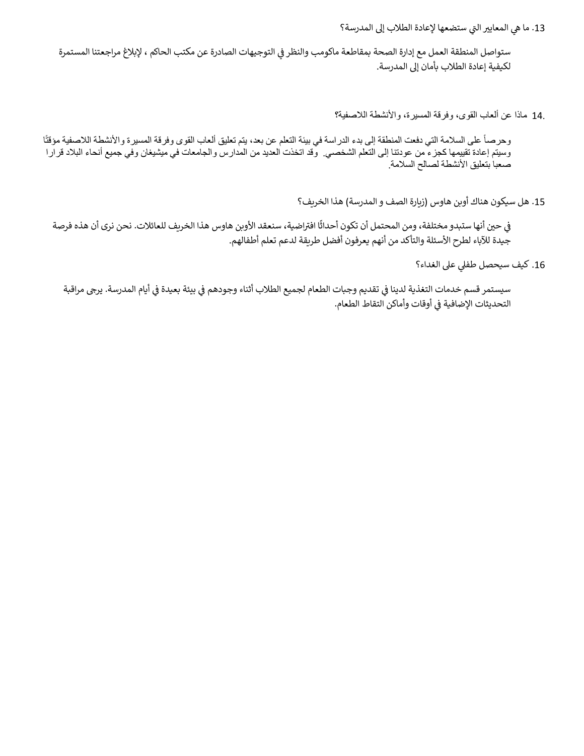13. ما هي المعايير التي ستضعها لإعادة الطلاب إلى المدرسة؟

ستواصل المنطقة العمل مع إدارة الصحة بمقاطعة ماكومب والنظر في التوجيهات الصادرة عن مكتب الحاكم ، لإبلاغ مراجعتنا المستمرة لكيفية إعادة الطلاب بأمان إلى المدرسة.

14. ماذا عن ألعاب القوى، وفرقة المسيرة، والأنشطة اللاصفية؟

وحرصاً على السلامة التي دفعت المنطقة إلى بدء الدراسة في بيئة التعلم عن بعد، يتم تعليق ألعاب القوى وفرقة المسيرة والأنشطة اللاصفية مؤقتًا وسيتم إعادة تقييمها كجزء من عودتنا إلى التعلم الشخصي. وقد اتخذت العديد من المدارس والجامعات في ميشيغان وفي جميع أنحاء البلاد قرارا صعبا بتعليق الأنشطة لصالح السلامة.

15. هل سيكون هناك أوبن هاوس (زيارة الصف و المدرسة) هذا الخريف؟

في حين أنها ستبدو مختلفة، ومن المحتمل أن تكون أحداثًا افتراضية، سنعقد الأوبن هاوس هذا الخريف للعائلات. نحن نرى أن هذه فرصة جيدة للآباء لطرح الأسئلة والتأكد من أنهم يعرفون أفضل طريقة لدعم تعلم أطفالهم.

16. كيف سيحصل طفلي على الغداء؟

سيستمر قسم خدمات التغذية لدينا في تقديم وجبات الطعام لجميع الطلاب أثناء وجودهم في بيئة بعيدة في أيام المدرسة. يرجى مراقبة التحديثات الإضافية في أوقات وأماكن التقاط الطعام.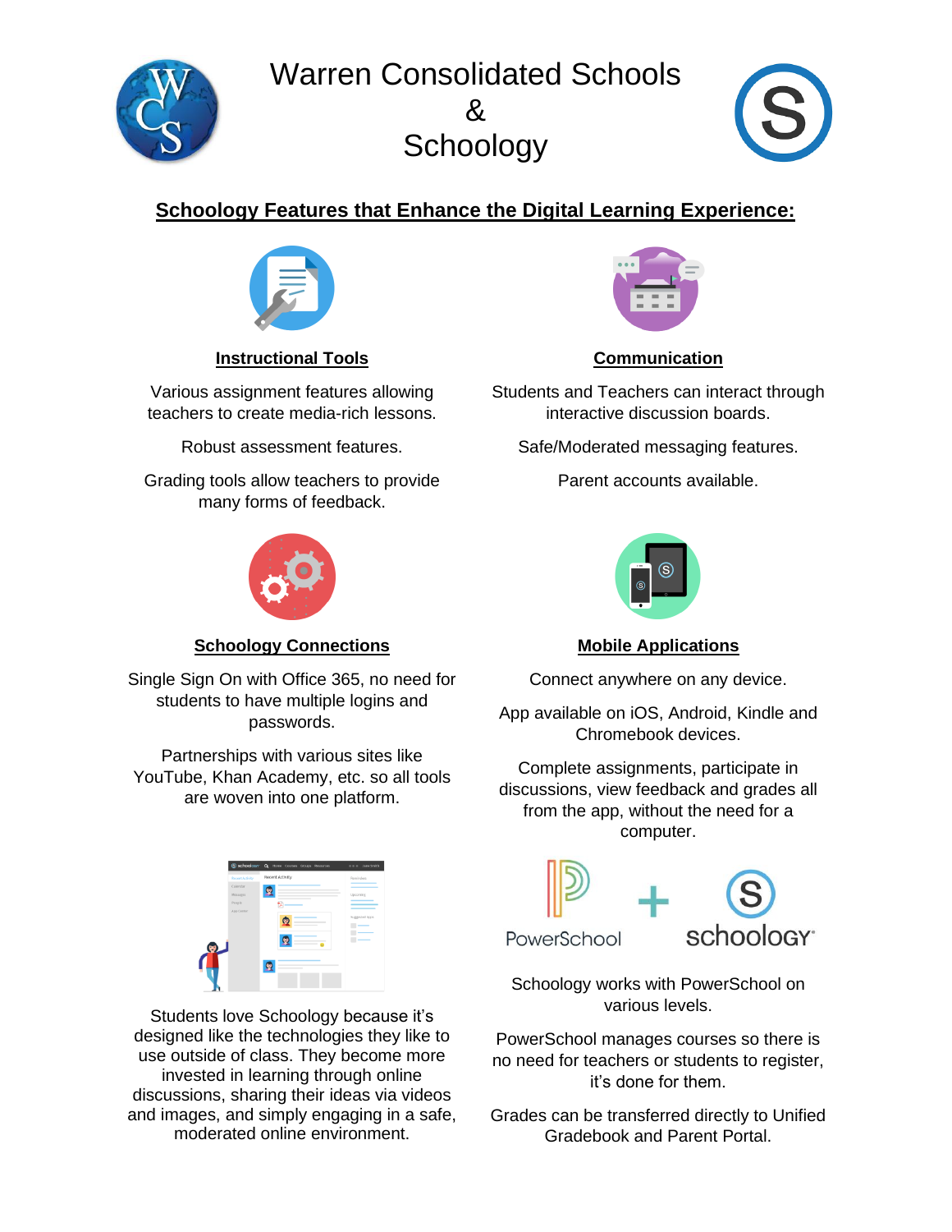# Warren Consolidated Schools & Schoology

## Schoology Features that Enhance the Digital Learning Experience:

### Instructional Tools

Various assignment features allowing teachers to create media-rich lessons.

Robust assessment features.

Grading tools allow teachers to provide many forms of feedback.

### Communication

Students and Teachers can interact through interactive discussion boards.

Safe/Moderated messaging features.

Parent accounts available.

### Schoology Connections

Single Sign On with Office 365, no need for students to have multiple logins and passwords.

Partnerships with various sites like YouTube, Khan Academy, etc. so all tools are woven into one platform.

### Mobile Applications

Connect anywhere on any device.

App available on iOS, Android, Kindle and Chromebook devices.

Complete assignments, participate in discussions, view feedback and grades all from the app, without the need for a computer.

Students love Schoology because it's designed like the technologies they like to use outside of class. They become more invested in learning through online discussions, sharing their ideas via videos and images, and simply engaging in a safe, moderated online environment.

PowerSchool + schoology

Schoology works with PowerSchool on various levels.

PowerSchool manages courses so there is no need for teachers or students to register, it's done for them.

Grades can be transferred directly to Unified Gradebook and Parent Portal.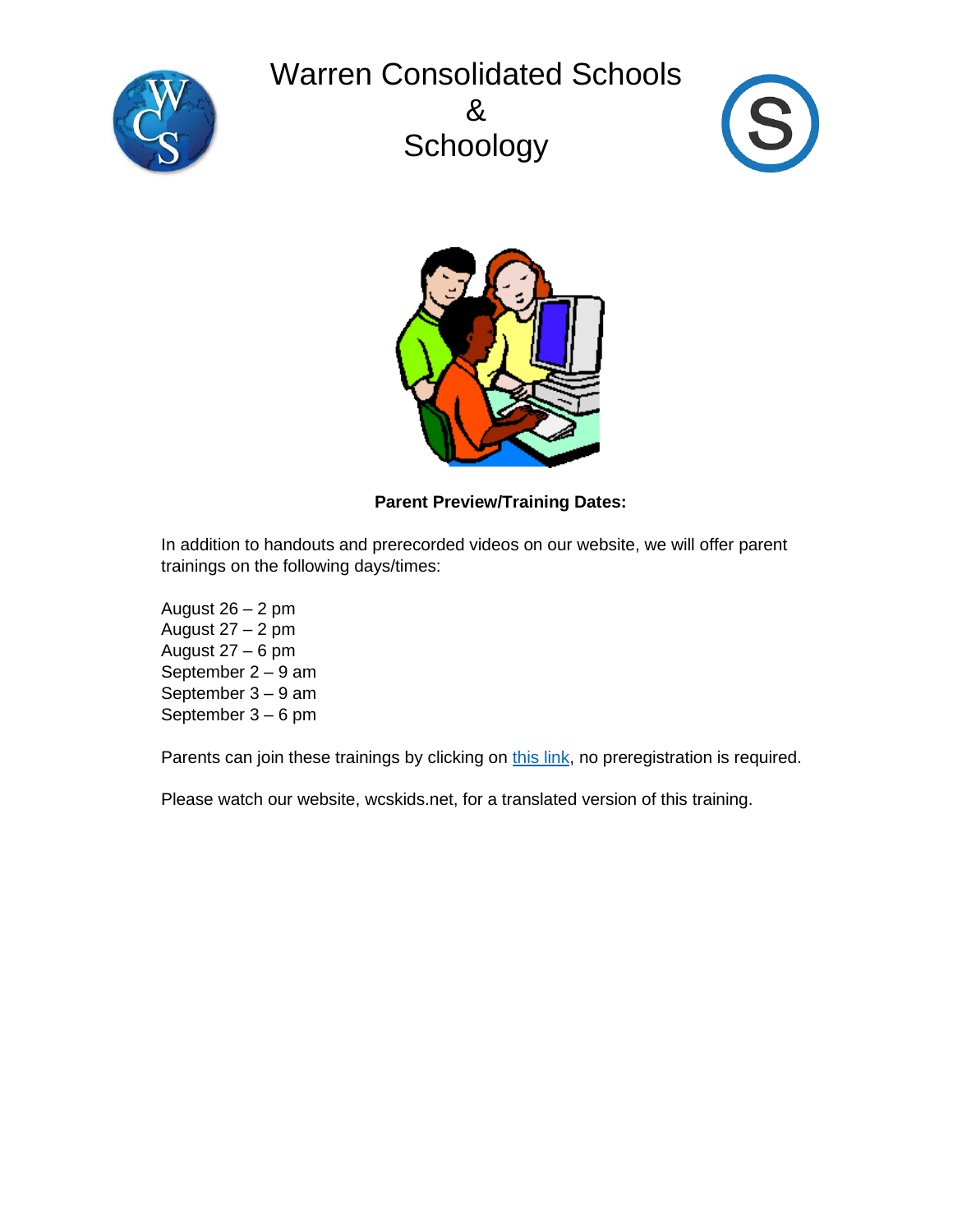# Warren Consolidated Schools
# &
# Schoology

**Parent Preview/Training Dates:**

In addition to handouts and prerecorded videos on our website, we will offer parent trainings on the following days/times:

August 26 – 2 pm
August 27 – 2 pm
August 27 – 6 pm
September 2 – 9 am
September 3 – 9 am
September 3 – 6 pm

Parents can join these trainings by clicking on this link, no preregistration is required.

Please watch our website, wcskids.net, for a translated version of this training.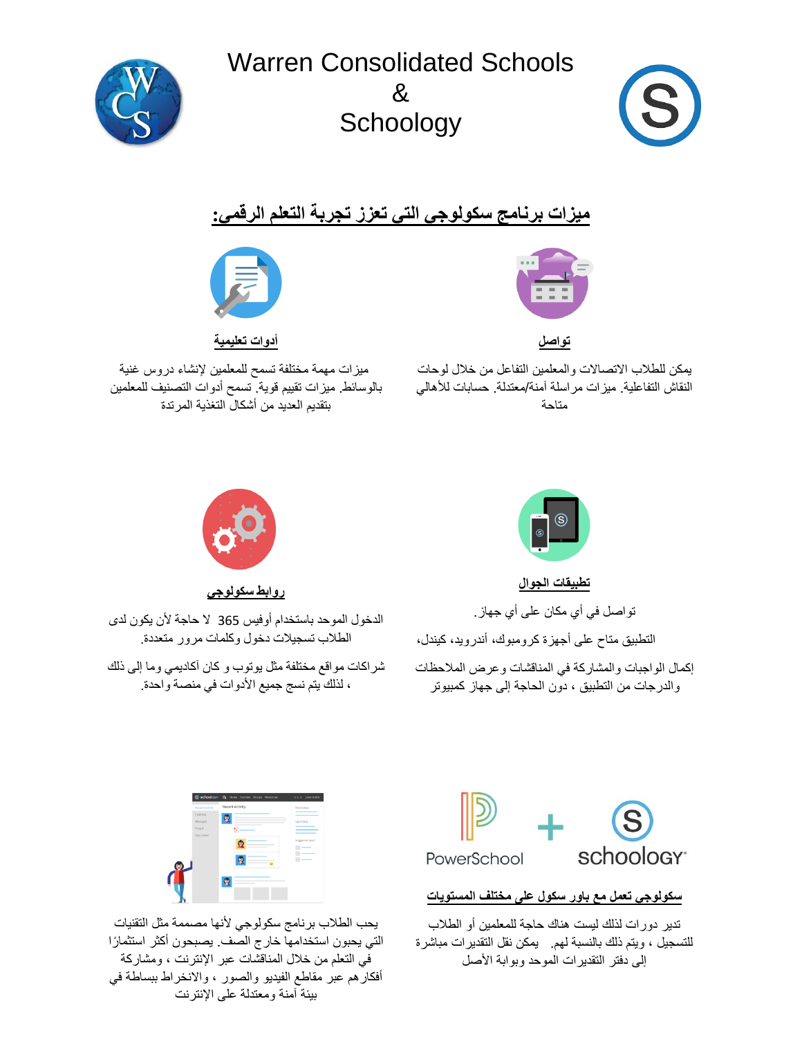# Warren Consolidated Schools
# &
# Schoology

## ميزات برنامج سكولوجي التي تعزز تجربة التعلم الرقمي:

### تواصل

يمكن للطلاب الاتصالات والمعلمين التفاعل من خلال لوحات النقاش التفاعلية. ميزات مراسلة آمنة/معتدلة. حسابات للأهالي متاحة

### أدوات تعليمية

ميزات مهمة مختلفة تسمح للمعلمين لإنشاء دروس غنية بالوسائط. ميزات تقييم قوية. تسمح أدوات التصنيف للمعلمين بتقديم العديد من أشكال التغذية المرتدة

### تطبيقات الجوال

تواصل في أي مكان على أي جهاز.

التطبيق متاح على أجهزة كرومبوك، أندرويد، كيندل،

إكمال الواجبات والمشاركة في المناقشات وعرض الملاحظات والدرجات من التطبيق ، دون الحاجة إلى جهاز كمبيوتر

### روابط سكولوجي

الدخول الموحد باستخدام أوفيس 365 لا حاجة لأن يكون لدى الطلاب تسجيلات دخول وكلمات مرور متعددة.

شراكات مواقع مختلفة مثل يوتوب و كان أكاديمي وما إلى ذلك ، لذلك يتم نسج جميع الأدوات في منصة واحدة.

PowerSchool + schoology

### سكولوجي تعمل مع باور سكول على مختلف المستويات

تدير دورات لذلك ليست هناك حاجة للمعلمين أو الطلاب للتسجيل ، ويتم ذلك بالنسبة لهم. يمكن نقل التقديرات مباشرة إلى دفتر التقديرات الموحد وبوابة الأصل

يحب الطلاب برنامج سكولوجي لأنها مصممة مثل التقنيات التي يحبون استخدامها خارج الصف. يصبحون أكثر استثمارًا في التعلم من خلال المناقشات عبر الإنترنت ، ومشاركة أفكارهم عبر مقاطع الفيديو والصور ، والانخراط ببساطة في بيئة آمنة ومعتدلة على الإنترنت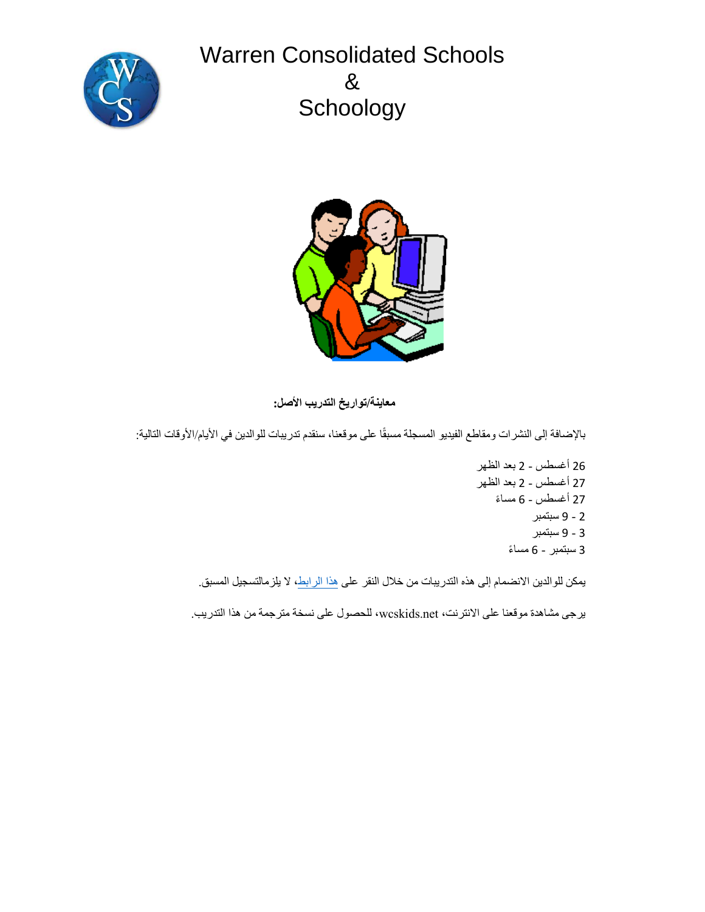# Warren Consolidated Schools
# &
# Schoology

**معاينة/تواريخ التدريب الأصل:**

بالإضافة إلى النشرات ومقاطع الفيديو المسجلة مسبقًا على موقعنا، سنقدم تدريبات للوالدين في الأيام/الأوقات التالية:

26 أغسطس - 2 بعد الظهر
27 أغسطس - 2 بعد الظهر
27 أغسطس - 6 مساءً
2 - 9 سبتمبر
3 - 9 سبتمبر
3 سبتمبر - 6 مساءً

يمكن للوالدين الانضمام إلى هذه التدريبات من خلال النقر على هذا الرابط، لا يلزمالتسجيل المسبق.

يرجى مشاهدة موقعنا على الانترنت، wcskids.net، للحصول على نسخة مترجمة من هذا التدريب.